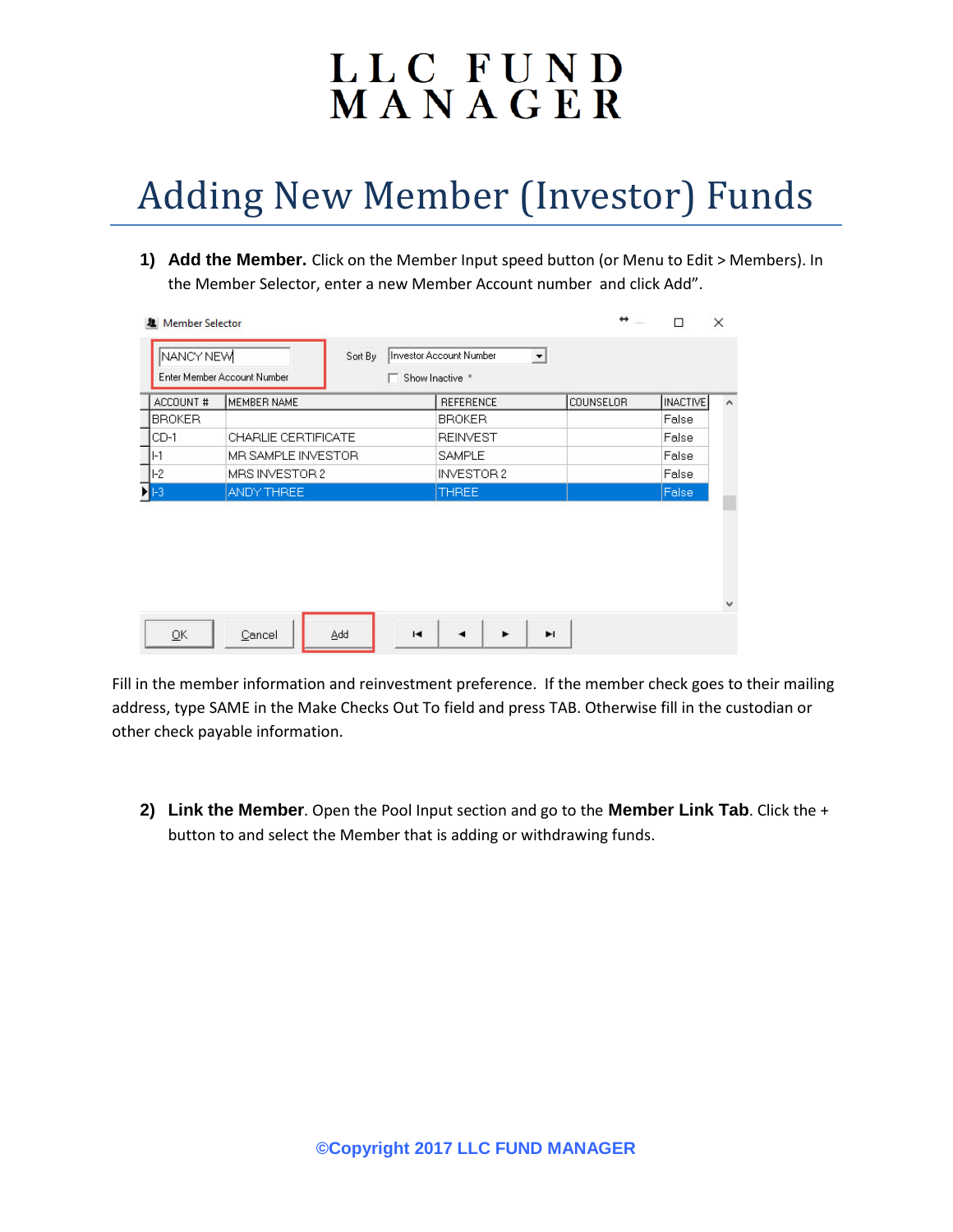# LLC FUND MANAGER

## Adding New Member (Investor) Funds

1) **Add the Member.** Click on the Member Input speed button (or Menu to Edit > Members). In the Member Selector, enter a new Member Account number and click Add".

Fill in the member information and reinvestment preference. If the member check goes to their mailing address, type SAME in the Make Checks Out To field and press TAB. Otherwise fill in the custodian or other check payable information.

2) **Link the Member**. Open the Pool Input section and go to the **Member Link Tab**. Click the + button to and select the Member that is adding or withdrawing funds.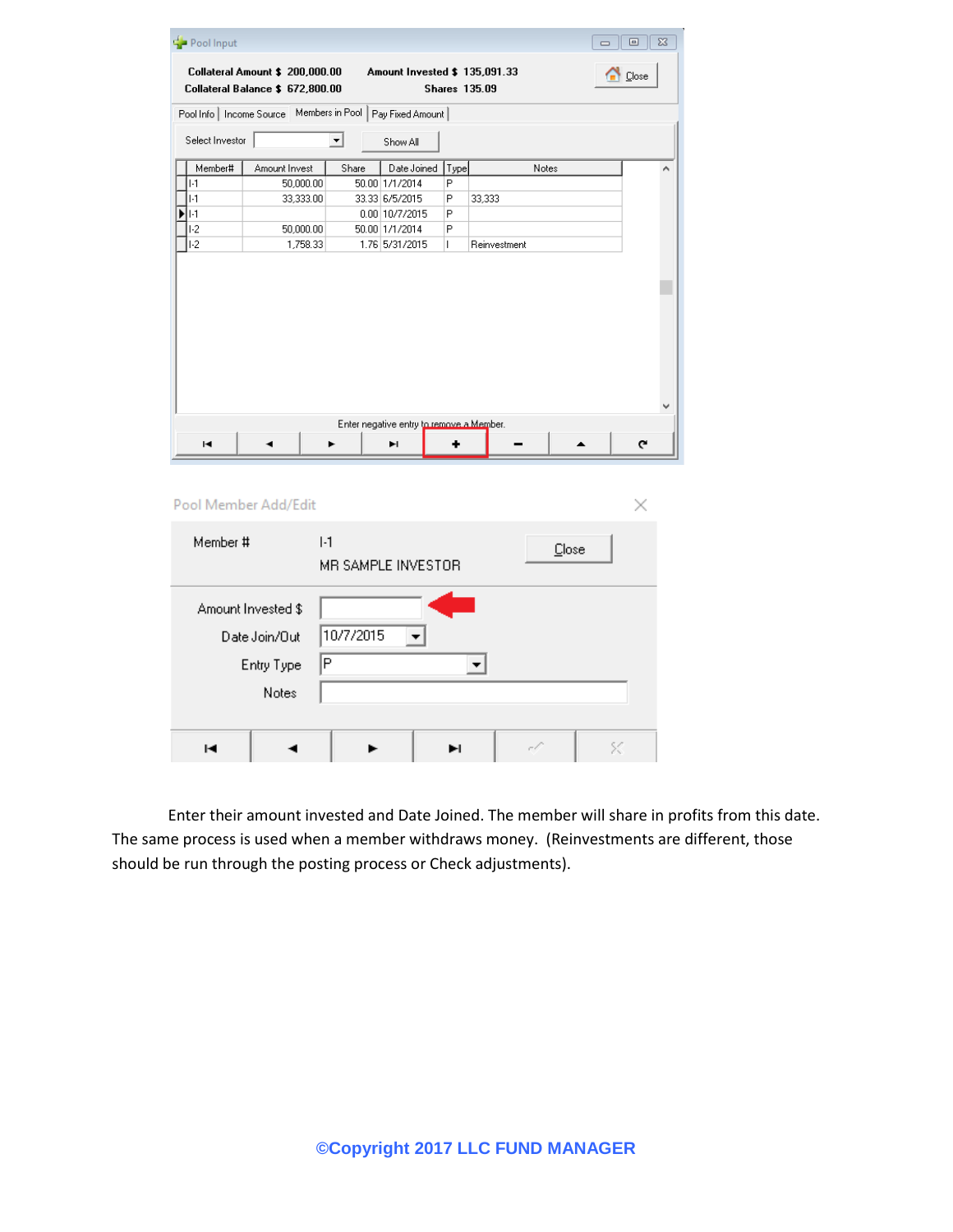Enter their amount invested and Date Joined. The member will share in profits from this date. The same process is used when a member withdraws money. (Reinvestments are different, those should be run through the posting process or Check adjustments).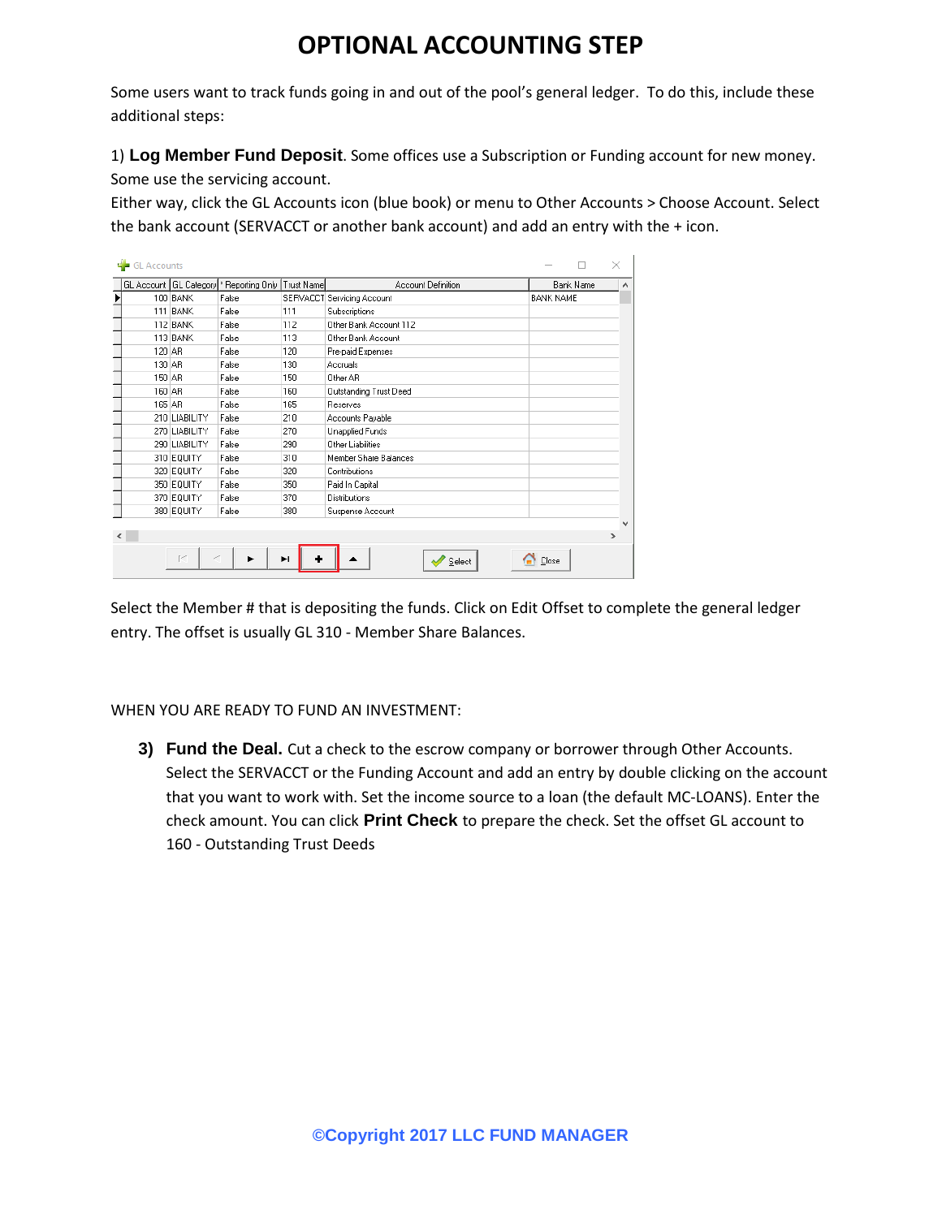# OPTIONAL ACCOUNTING STEP

Some users want to track funds going in and out of the pool's general ledger. To do this, include these additional steps:

1) **Log Member Fund Deposit**. Some offices use a Subscription or Funding account for new money. Some use the servicing account.
Either way, click the GL Accounts icon (blue book) or menu to Other Accounts > Choose Account. Select the bank account (SERVACCT or another bank account) and add an entry with the + icon.

GL Accounts

| GL Account | GL Category | Reporting Only | Trust Name | Account Definition | Bank Name |
|---|---|---|---|---|---|
| 100 | BANK | False | SERVACCT | Servicing Account | BANK NAME |
| 111 | BANK | False | 111 | Subscriptions | |
| 112 | BANK | False | 112 | Other Bank Account 112 | |
| 113 | BANK | False | 113 | Other Bank Account | |
| 120 | AR | False | 120 | Pre-paid Expenses | |
| 130 | AR | False | 130 | Accruals | |
| 150 | AR | False | 150 | Other AR | |
| 160 | AR | False | 160 | Outstanding Trust Deed | |
| 165 | AR | False | 165 | Reserves | |
| 210 | LIABILITY | False | 210 | Accounts Payable | |
| 270 | LIABILITY | False | 270 | Unapplied Funds | |
| 290 | LIABILITY | False | 290 | Other Liabilities | |
| 310 | EQUITY | False | 310 | Member Share Balances | |
| 320 | EQUITY | False | 320 | Contributions | |
| 350 | EQUITY | False | 350 | Paid In Capital | |
| 370 | EQUITY | False | 370 | Distributors | |
| 380 | EQUITY | False | 380 | Suspense Account | |

Select | Close

Select the Member # that is depositing the funds. Click on Edit Offset to complete the general ledger entry. The offset is usually GL 310 - Member Share Balances.

WHEN YOU ARE READY TO FUND AN INVESTMENT:

3) **Fund the Deal.** Cut a check to the escrow company or borrower through Other Accounts. Select the SERVACCT or the Funding Account and add an entry by double clicking on the account that you want to work with. Set the income source to a loan (the default MC-LOANS). Enter the check amount. You can click **Print Check** to prepare the check. Set the offset GL account to 160 - Outstanding Trust Deeds

©Copyright 2017 LLC FUND MANAGER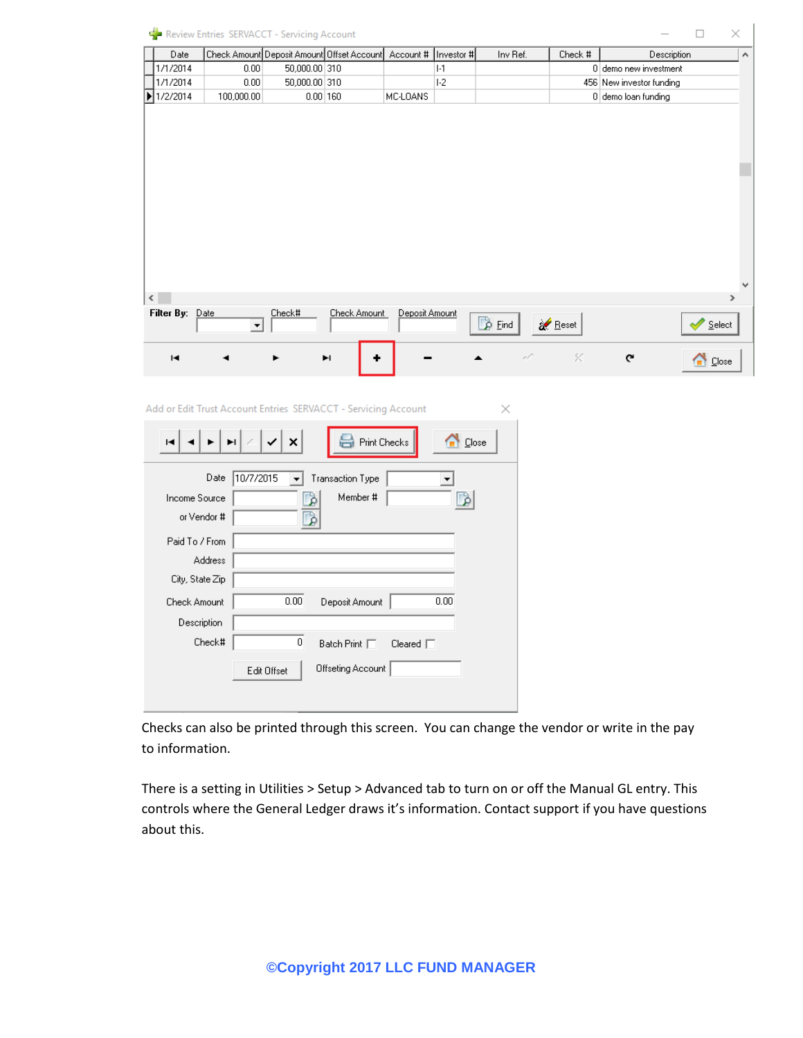Checks can also be printed through this screen. You can change the vendor or write in the pay to information.

There is a setting in Utilities > Setup > Advanced tab to turn on or off the Manual GL entry. This controls where the General Ledger draws it's information. Contact support if you have questions about this.

**©Copyright 2017 LLC FUND MANAGER**